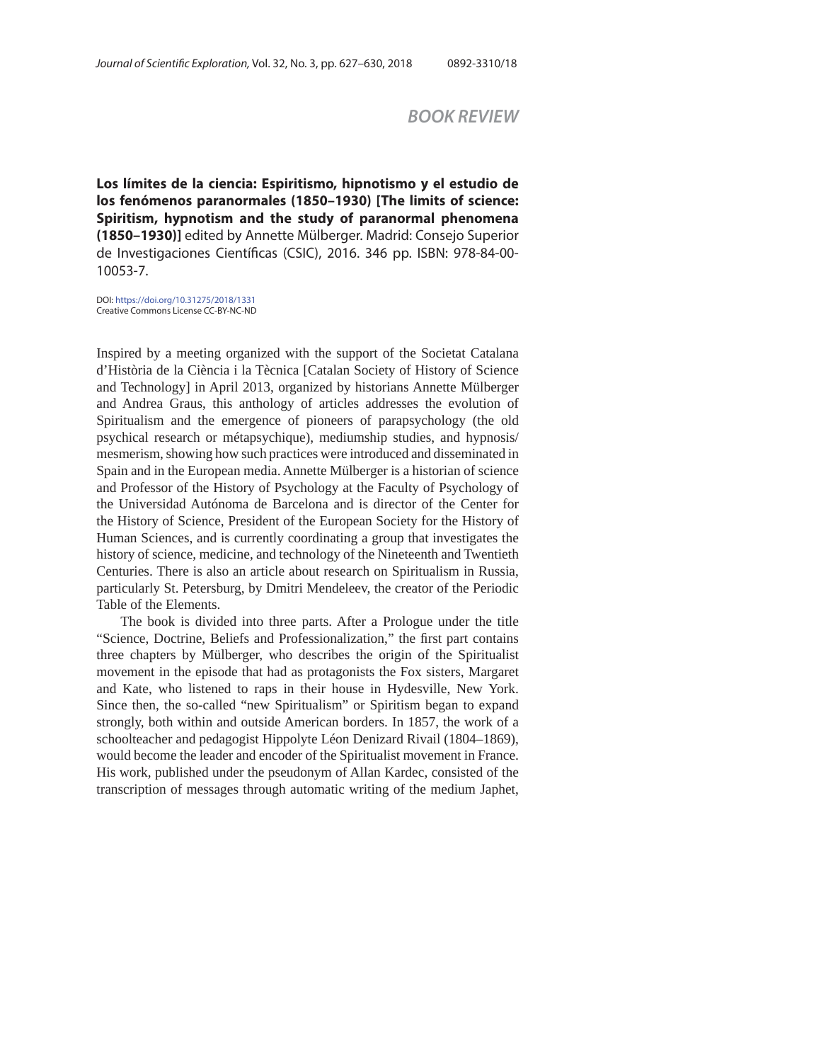## BOOK REVIEW

**Los límites de la ciencia: Espiritismo, hipnotismo y el estudio de los fenómenos paranormales (1850–1930) [The limits of science: Spiritism, hypnotism and the study of paranormal phenomena (1850–1930)]** edited by Annette Mülberger. Madrid: Consejo Superior de Investigaciones Científicas (CSIC), 2016. 346 pp. ISBN: 978-84-00-10053-7.

DOI: https://doi.org/10.31275/2018/1331
Creative Commons License CC-BY-NC-ND

Inspired by a meeting organized with the support of the Societat Catalana d'Història de la Ciència i la Tècnica [Catalan Society of History of Science and Technology] in April 2013, organized by historians Annette Mülberger and Andrea Graus, this anthology of articles addresses the evolution of Spiritualism and the emergence of pioneers of parapsychology (the old psychical research or métapsychique), mediumship studies, and hypnosis/mesmerism, showing how such practices were introduced and disseminated in Spain and in the European media. Annette Mülberger is a historian of science and Professor of the History of Psychology at the Faculty of Psychology of the Universidad Autónoma de Barcelona and is director of the Center for the History of Science, President of the European Society for the History of Human Sciences, and is currently coordinating a group that investigates the history of science, medicine, and technology of the Nineteenth and Twentieth Centuries. There is also an article about research on Spiritualism in Russia, particularly St. Petersburg, by Dmitri Mendeleev, the creator of the Periodic Table of the Elements.

The book is divided into three parts. After a Prologue under the title "Science, Doctrine, Beliefs and Professionalization," the first part contains three chapters by Mülberger, who describes the origin of the Spiritualist movement in the episode that had as protagonists the Fox sisters, Margaret and Kate, who listened to raps in their house in Hydesville, New York. Since then, the so-called "new Spiritualism" or Spiritism began to expand strongly, both within and outside American borders. In 1857, the work of a schoolteacher and pedagogist Hippolyte Léon Denizard Rivail (1804–1869), would become the leader and encoder of the Spiritualist movement in France. His work, published under the pseudonym of Allan Kardec, consisted of the transcription of messages through automatic writing of the medium Japhet,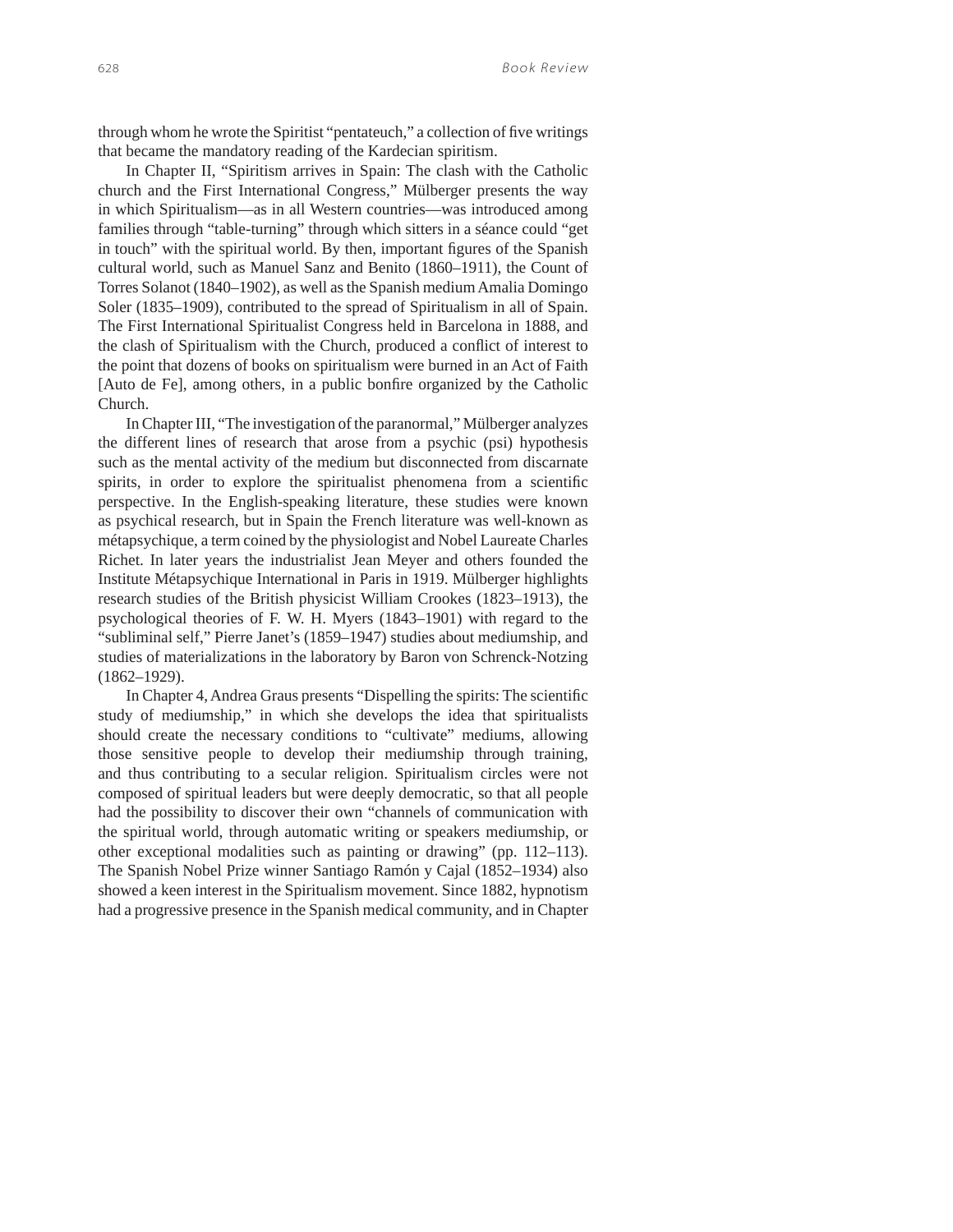through whom he wrote the Spiritist "pentateuch," a collection of five writings that became the mandatory reading of the Kardecian spiritism.

In Chapter II, "Spiritism arrives in Spain: The clash with the Catholic church and the First International Congress," Mülberger presents the way in which Spiritualism—as in all Western countries—was introduced among families through "table-turning" through which sitters in a séance could "get in touch" with the spiritual world. By then, important figures of the Spanish cultural world, such as Manuel Sanz and Benito (1860–1911), the Count of Torres Solanot (1840–1902), as well as the Spanish medium Amalia Domingo Soler (1835–1909), contributed to the spread of Spiritualism in all of Spain. The First International Spiritualist Congress held in Barcelona in 1888, and the clash of Spiritualism with the Church, produced a conflict of interest to the point that dozens of books on spiritualism were burned in an Act of Faith [Auto de Fe], among others, in a public bonfire organized by the Catholic Church.

In Chapter III, "The investigation of the paranormal," Mülberger analyzes the different lines of research that arose from a psychic (psi) hypothesis such as the mental activity of the medium but disconnected from discarnate spirits, in order to explore the spiritualist phenomena from a scientific perspective. In the English-speaking literature, these studies were known as psychical research, but in Spain the French literature was well-known as métapsychique, a term coined by the physiologist and Nobel Laureate Charles Richet. In later years the industrialist Jean Meyer and others founded the Institute Métapsychique International in Paris in 1919. Mülberger highlights research studies of the British physicist William Crookes (1823–1913), the psychological theories of F. W. H. Myers (1843–1901) with regard to the "subliminal self," Pierre Janet's (1859–1947) studies about mediumship, and studies of materializations in the laboratory by Baron von Schrenck-Notzing (1862–1929).

In Chapter 4, Andrea Graus presents "Dispelling the spirits: The scientific study of mediumship," in which she develops the idea that spiritualists should create the necessary conditions to "cultivate" mediums, allowing those sensitive people to develop their mediumship through training, and thus contributing to a secular religion. Spiritualism circles were not composed of spiritual leaders but were deeply democratic, so that all people had the possibility to discover their own "channels of communication with the spiritual world, through automatic writing or speakers mediumship, or other exceptional modalities such as painting or drawing" (pp. 112–113). The Spanish Nobel Prize winner Santiago Ramón y Cajal (1852–1934) also showed a keen interest in the Spiritualism movement. Since 1882, hypnotism had a progressive presence in the Spanish medical community, and in Chapter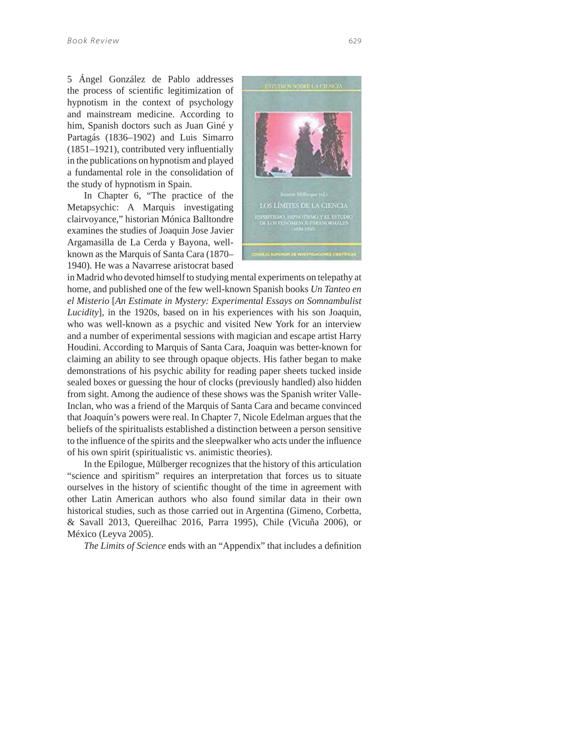5 Ángel González de Pablo addresses the process of scientific legitimization of hypnotism in the context of psychology and mainstream medicine. According to him, Spanish doctors such as Juan Giné y Partagás (1836–1902) and Luis Simarro (1851–1921), contributed very influentially in the publications on hypnotism and played a fundamental role in the consolidation of the study of hypnotism in Spain.

In Chapter 6, "The practice of the Metapsychic: A Marquis investigating clairvoyance," historian Mónica Balltondre examines the studies of Joaquin Jose Javier Argamasilla de La Cerda y Bayona, well-known as the Marquis of Santa Cara (1870–1940). He was a Navarrese aristocrat based in Madrid who devoted himself to studying mental experiments on telepathy at home, and published one of the few well-known Spanish books *Un Tanteo en el Misterio* [*An Estimate in Mystery: Experimental Essays on Somnambulist Lucidity*], in the 1920s, based on in his experiences with his son Joaquin, who was well-known as a psychic and visited New York for an interview and a number of experimental sessions with magician and escape artist Harry Houdini. According to Marquis of Santa Cara, Joaquin was better-known for claiming an ability to see through opaque objects. His father began to make demonstrations of his psychic ability for reading paper sheets tucked inside sealed boxes or guessing the hour of clocks (previously handled) also hidden from sight. Among the audience of these shows was the Spanish writer Valle-Inclan, who was a friend of the Marquis of Santa Cara and became convinced that Joaquín's powers were real. In Chapter 7, Nicole Edelman argues that the beliefs of the spiritualists established a distinction between a person sensitive to the influence of the spirits and the sleepwalker who acts under the influence of his own spirit (spiritualistic vs. animistic theories).

In the Epilogue, Mülberger recognizes that the history of this articulation "science and spiritism" requires an interpretation that forces us to situate ourselves in the history of scientific thought of the time in agreement with other Latin American authors who also found similar data in their own historical studies, such as those carried out in Argentina (Gimeno, Corbetta, & Savall 2013, Quereilhac 2016, Parra 1995), Chile (Vicuña 2006), or México (Leyva 2005).

*The Limits of Science* ends with an "Appendix" that includes a definition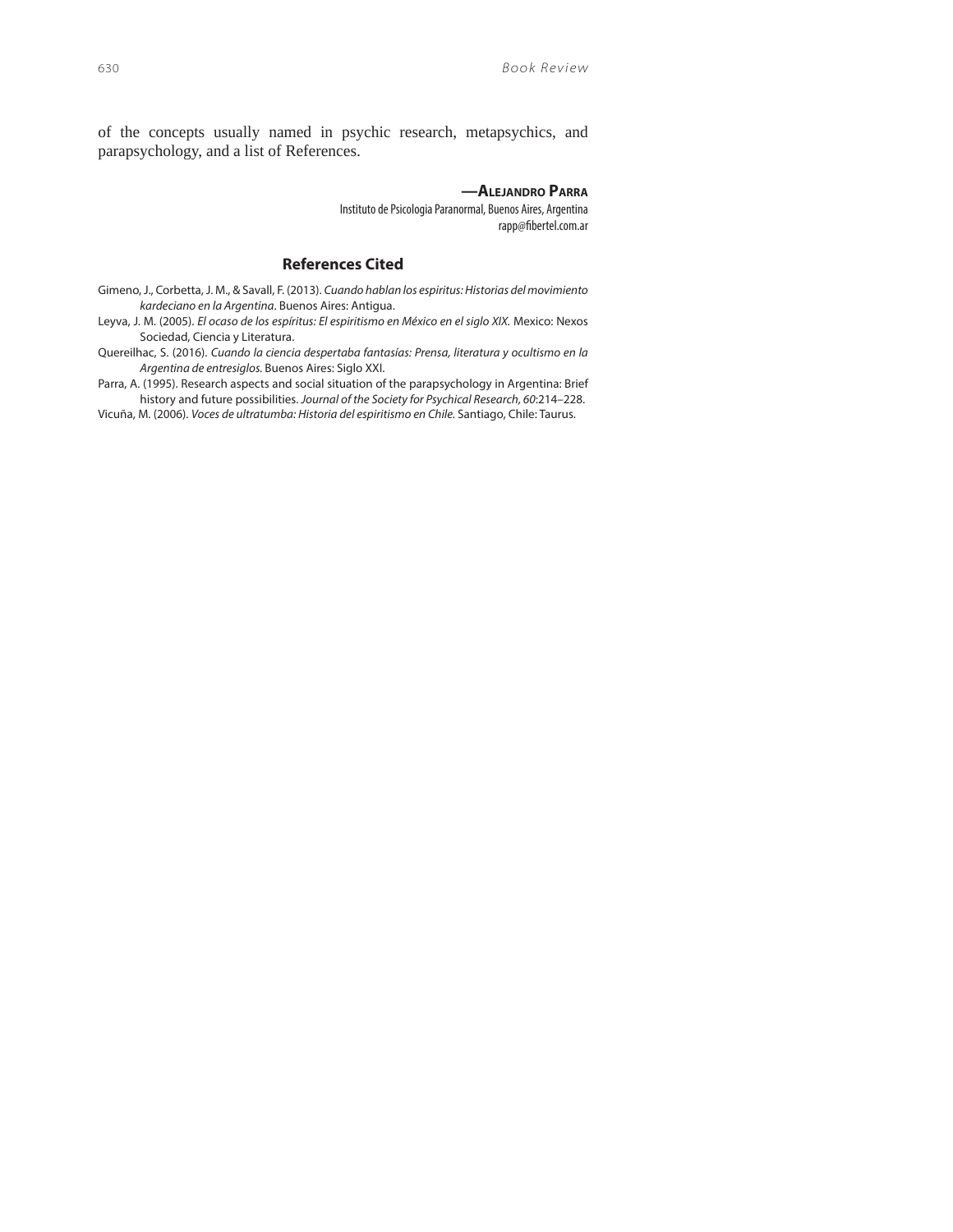of the concepts usually named in psychic research, metapsychics, and parapsychology, and a list of References.

**—Alejandro Parra**

Instituto de Psicologia Paranormal, Buenos Aires, Argentina
rapp@fibertel.com.ar

## References Cited

Gimeno, J., Corbetta, J. M., & Savall, F. (2013). *Cuando hablan los espiritus: Historias del movimiento kardeciano en la Argentina*. Buenos Aires: Antigua.

Leyva, J. M. (2005). *El ocaso de los espíritus: El espiritismo en México en el siglo XIX.* Mexico: Nexos Sociedad, Ciencia y Literatura.

Quereilhac, S. (2016). *Cuando la ciencia despertaba fantasías: Prensa, literatura y ocultismo en la Argentina de entresiglos*. Buenos Aires: Siglo XXI.

Parra, A. (1995). Research aspects and social situation of the parapsychology in Argentina: Brief history and future possibilities. *Journal of the Society for Psychical Research*, *60*:214–228.

Vicuña, M. (2006). *Voces de ultratumba: Historia del espiritismo en Chile.* Santiago, Chile: Taurus.